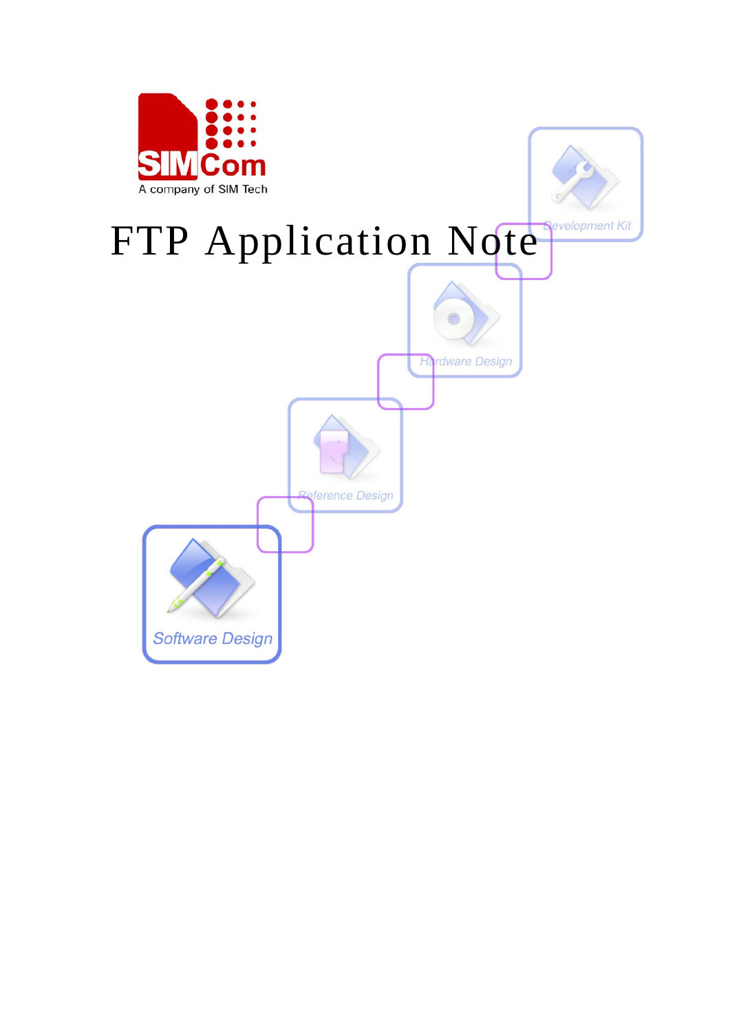# FTP Application Note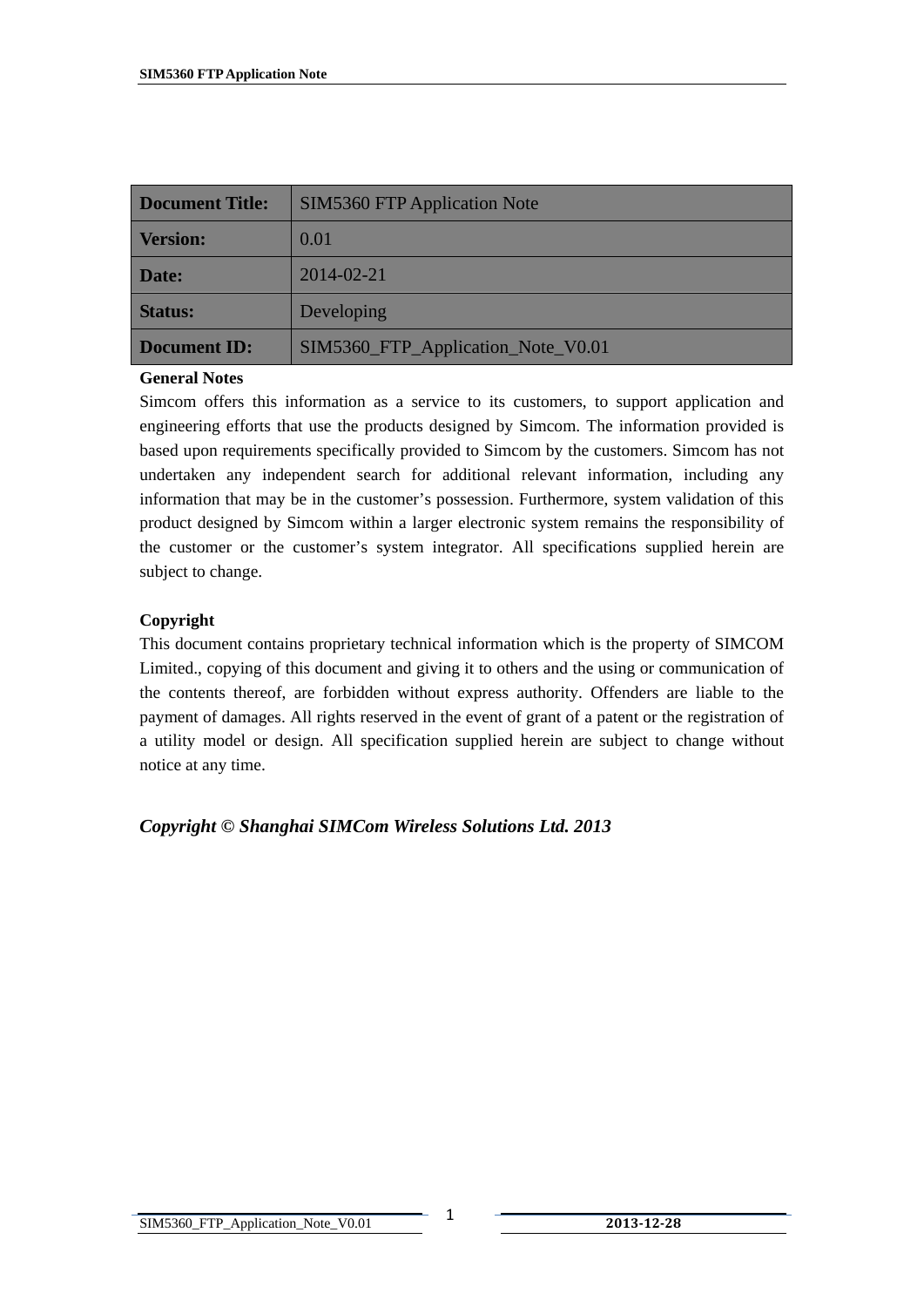| Document Title: | SIM5360 FTP Application Note |
| --- | --- |
| Version: | 0.01 |
| Date: | 2014-02-21 |
| Status: | Developing |
| Document ID: | SIM5360_FTP_Application_Note_V0.01 |

**General Notes**

Simcom offers this information as a service to its customers, to support application and engineering efforts that use the products designed by Simcom. The information provided is based upon requirements specifically provided to Simcom by the customers. Simcom has not undertaken any independent search for additional relevant information, including any information that may be in the customer's possession. Furthermore, system validation of this product designed by Simcom within a larger electronic system remains the responsibility of the customer or the customer's system integrator. All specifications supplied herein are subject to change.

**Copyright**

This document contains proprietary technical information which is the property of SIMCOM Limited., copying of this document and giving it to others and the using or communication of the contents thereof, are forbidden without express authority. Offenders are liable to the payment of damages. All rights reserved in the event of grant of a patent or the registration of a utility model or design. All specification supplied herein are subject to change without notice at any time.

***Copyright © Shanghai SIMCom Wireless Solutions Ltd. 2013***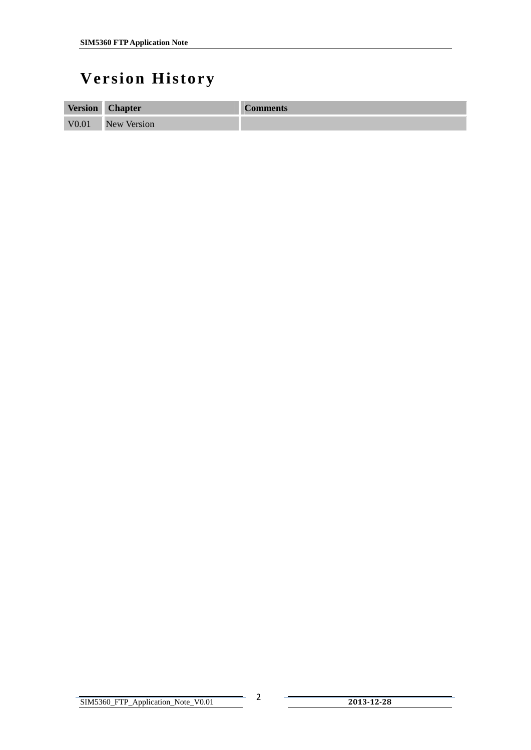# Version History

| Version | Chapter | Comments |
| --- | --- | --- |
| V0.01 | New Version | |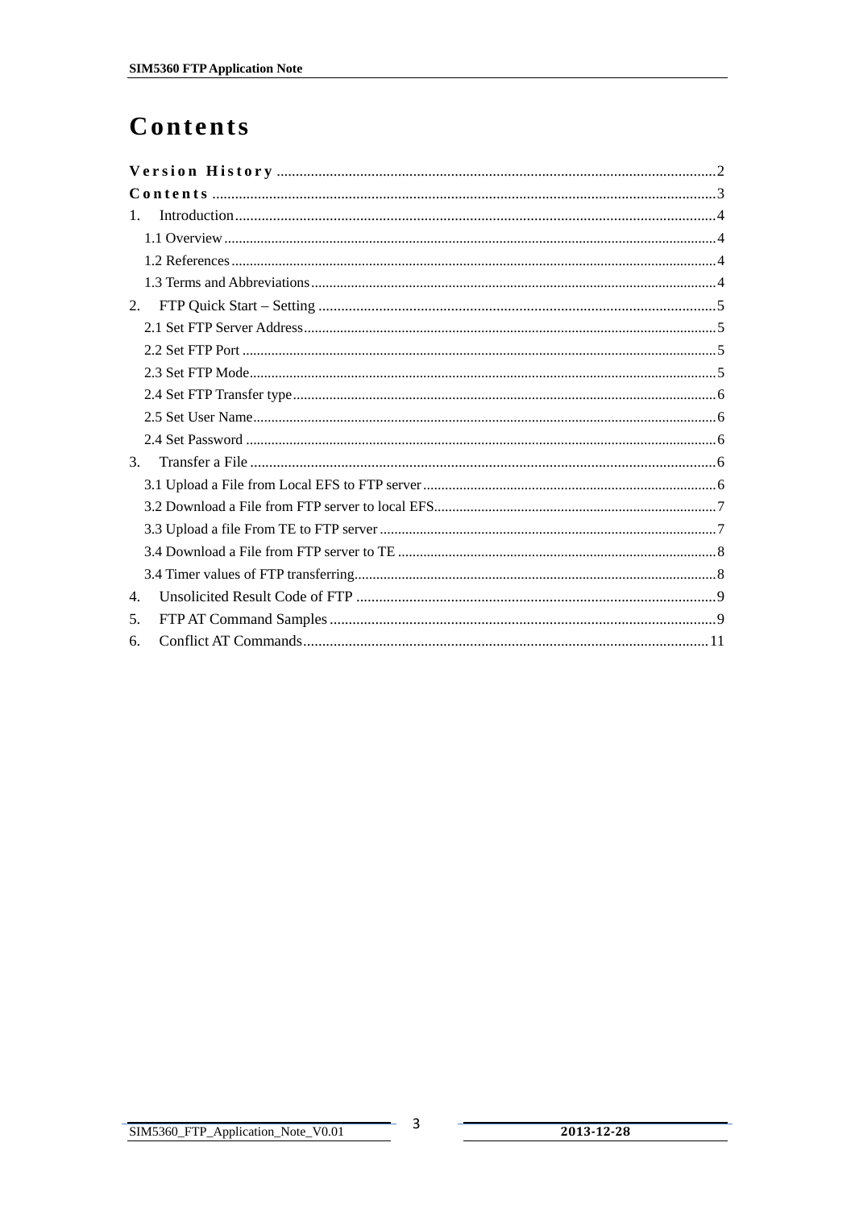# Contents

Version History ........................................................................................................................2
Contents ........................................................................................................................3
1. Introduction........................................................................................................................4
  1.1 Overview........................................................................................................................4
  1.2 References........................................................................................................................4
  1.3 Terms and Abbreviations........................................................................................................................4
2. FTP Quick Start – Setting ........................................................................................................................5
  2.1 Set FTP Server Address........................................................................................................................5
  2.2 Set FTP Port ........................................................................................................................5
  2.3 Set FTP Mode........................................................................................................................5
  2.4 Set FTP Transfer type........................................................................................................................6
  2.5 Set User Name........................................................................................................................6
  2.4 Set Password ........................................................................................................................6
3. Transfer a File ........................................................................................................................6
  3.1 Upload a File from Local EFS to FTP server........................................................................................................................6
  3.2 Download a File from FTP server to local EFS........................................................................................................................7
  3.3 Upload a file From TE to FTP server ........................................................................................................................7
  3.4 Download a File from FTP server to TE ........................................................................................................................8
  3.4 Timer values of FTP transferring........................................................................................................................8
4. Unsolicited Result Code of FTP ........................................................................................................................9
5. FTP AT Command Samples ........................................................................................................................9
6. Conflict AT Commands........................................................................................................................11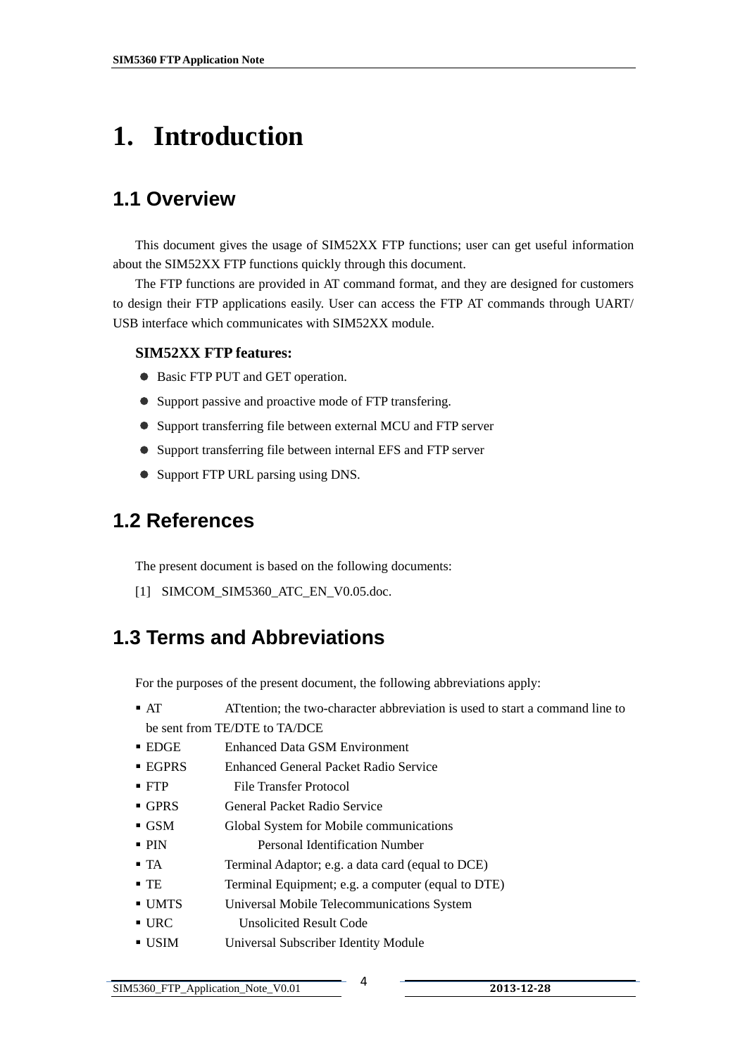// Convert the SIM5360 FTP Application Note page to Markdown

# 1. Introduction

## 1.1 Overview

This document gives the usage of SIM52XX FTP functions; user can get useful information about the SIM52XX FTP functions quickly through this document.

The FTP functions are provided in AT command format, and they are designed for customers to design their FTP applications easily. User can access the FTP AT commands through UART/ USB interface which communicates with SIM52XX module.

**SIM52XX FTP features:**

- Basic FTP PUT and GET operation.
- Support passive and proactive mode of FTP transfering.
- Support transferring file between external MCU and FTP server
- Support transferring file between internal EFS and FTP server
- Support FTP URL parsing using DNS.

## 1.2 References

The present document is based on the following documents:

[1] SIMCOM_SIM5360_ATC_EN_V0.05.doc.

## 1.3 Terms and Abbreviations

For the purposes of the present document, the following abbreviations apply:

- AT ATtention; the two-character abbreviation is used to start a command line to be sent from TE/DTE to TA/DCE
- EDGE Enhanced Data GSM Environment
- EGPRS Enhanced General Packet Radio Service
- FTP File Transfer Protocol
- GPRS General Packet Radio Service
- GSM Global System for Mobile communications
- PIN Personal Identification Number
- TA Terminal Adaptor; e.g. a data card (equal to DCE)
- TE Terminal Equipment; e.g. a computer (equal to DTE)
- UMTS Universal Mobile Telecommunications System
- URC Unsolicited Result Code
- USIM Universal Subscriber Identity Module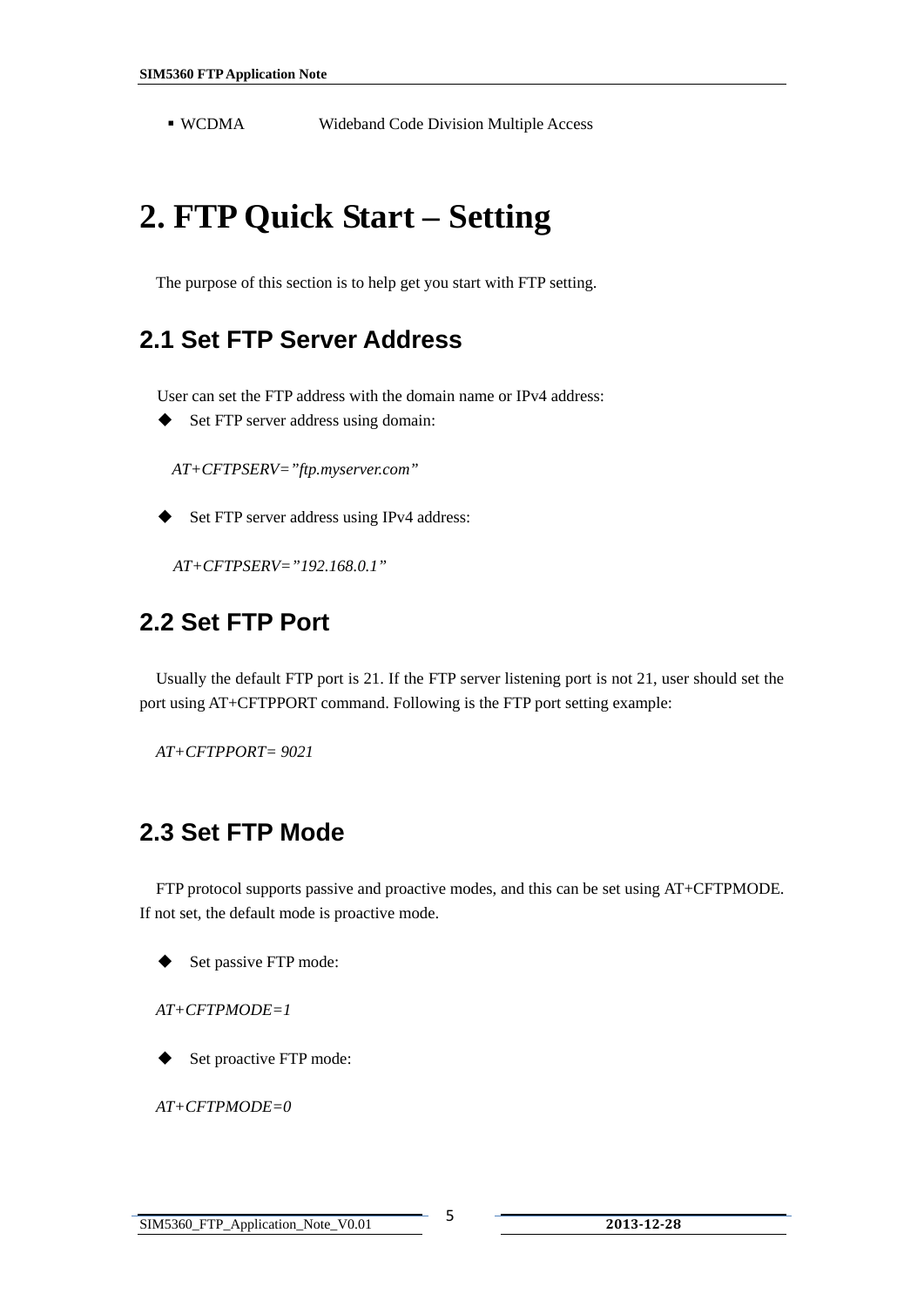- WCDMA Wideband Code Division Multiple Access

# 2. FTP Quick Start – Setting

The purpose of this section is to help get you start with FTP setting.

## 2.1 Set FTP Server Address

User can set the FTP address with the domain name or IPv4 address:

- Set FTP server address using domain:

*AT+CFTPSERV="ftp.myserver.com"*

- Set FTP server address using IPv4 address:

*AT+CFTPSERV="192.168.0.1"*

## 2.2 Set FTP Port

Usually the default FTP port is 21. If the FTP server listening port is not 21, user should set the port using AT+CFTPPORT command. Following is the FTP port setting example:

*AT+CFTPPORT= 9021*

## 2.3 Set FTP Mode

FTP protocol supports passive and proactive modes, and this can be set using AT+CFTPMODE. If not set, the default mode is proactive mode.

- Set passive FTP mode:

*AT+CFTPMODE=1*

- Set proactive FTP mode:

*AT+CFTPMODE=0*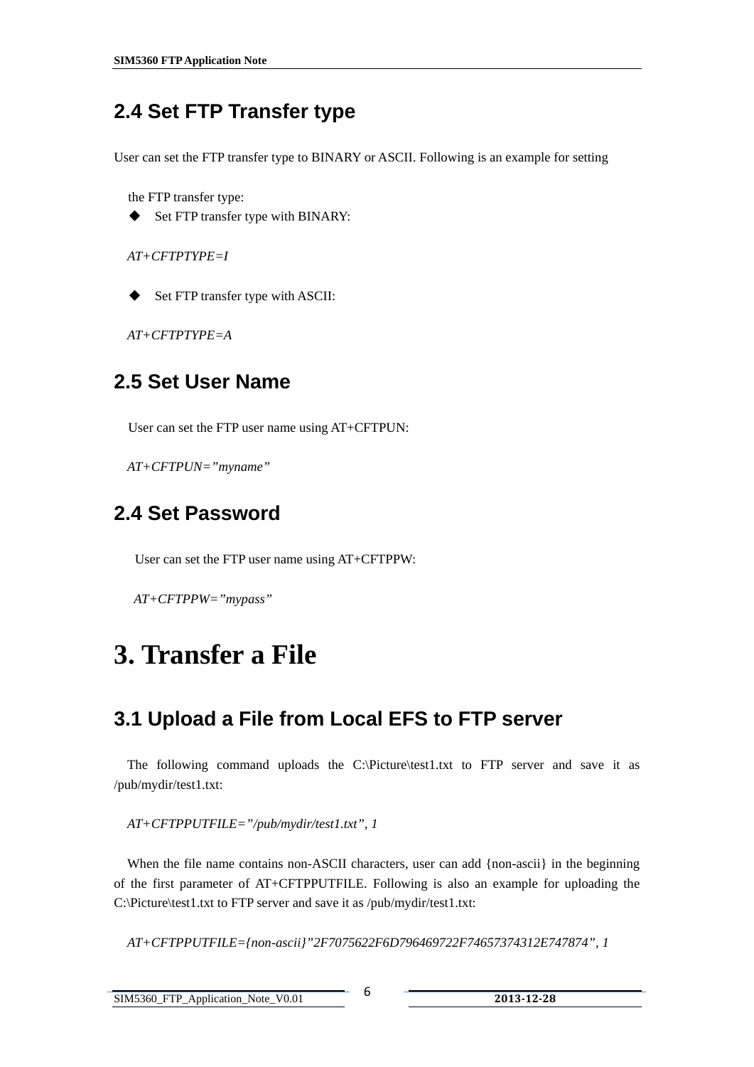## 2.4 Set FTP Transfer type

User can set the FTP transfer type to BINARY or ASCII. Following is an example for setting

the FTP transfer type:

- Set FTP transfer type with BINARY:

*AT+CFTPTYPE=I*

- Set FTP transfer type with ASCII:

*AT+CFTPTYPE=A*

## 2.5 Set User Name

User can set the FTP user name using AT+CFTPUN:

*AT+CFTPUN="myname"*

## 2.4 Set Password

User can set the FTP user name using AT+CFTPPW:

*AT+CFTPPW="mypass"*

# 3. Transfer a File

## 3.1 Upload a File from Local EFS to FTP server

The following command uploads the C:\Picture\test1.txt to FTP server and save it as /pub/mydir/test1.txt:

*AT+CFTPPUTFILE="/pub/mydir/test1.txt", 1*

When the file name contains non-ASCII characters, user can add {non-ascii} in the beginning of the first parameter of AT+CFTPPUTFILE. Following is also an example for uploading the C:\Picture\test1.txt to FTP server and save it as /pub/mydir/test1.txt:

*AT+CFTPPUTFILE={non-ascii}"2F7075622F6D796469722F74657374312E747874", 1*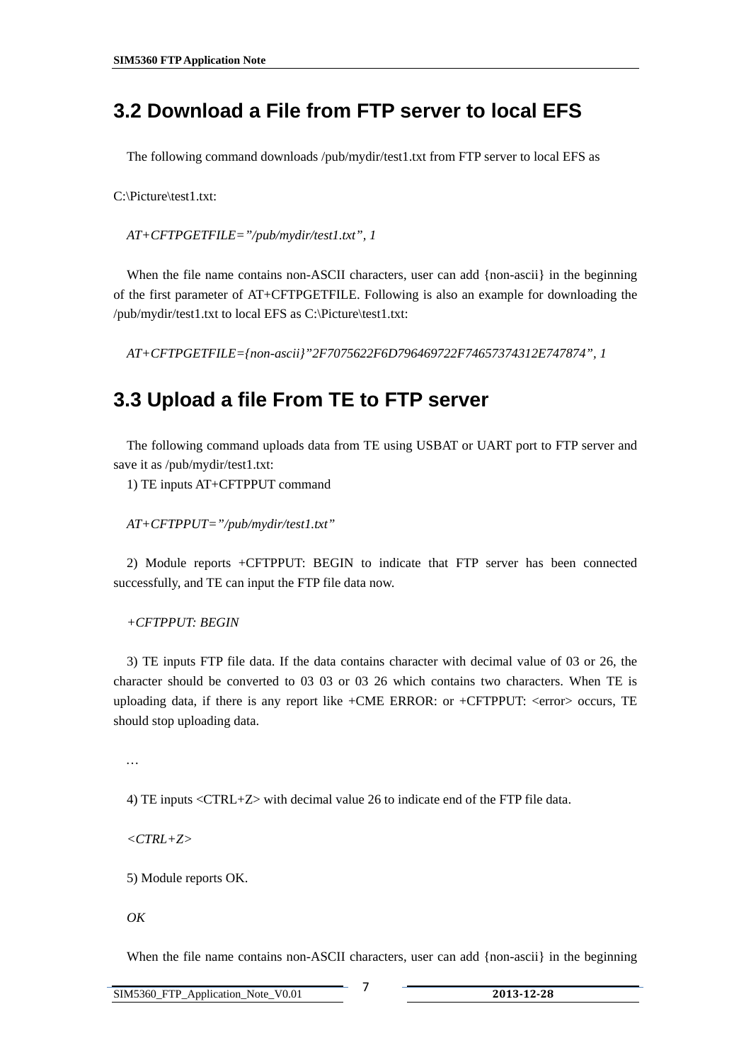## 3.2 Download a File from FTP server to local EFS

The following command downloads /pub/mydir/test1.txt from FTP server to local EFS as C:\Picture\test1.txt:

*AT+CFTPGETFILE="/pub/mydir/test1.txt", 1*

When the file name contains non-ASCII characters, user can add {non-ascii} in the beginning of the first parameter of AT+CFTPGETFILE. Following is also an example for downloading the /pub/mydir/test1.txt to local EFS as C:\Picture\test1.txt:

*AT+CFTPGETFILE={non-ascii}"2F7075622F6D796469722F74657374312E747874", 1*

## 3.3 Upload a file From TE to FTP server

The following command uploads data from TE using USBAT or UART port to FTP server and save it as /pub/mydir/test1.txt:

1) TE inputs AT+CFTPPUT command

*AT+CFTPPUT="/pub/mydir/test1.txt"*

2) Module reports +CFTPPUT: BEGIN to indicate that FTP server has been connected successfully, and TE can input the FTP file data now.

*+CFTPPUT: BEGIN*

3) TE inputs FTP file data. If the data contains character with decimal value of 03 or 26, the character should be converted to 03 03 or 03 26 which contains two characters. When TE is uploading data, if there is any report like +CME ERROR: or +CFTPPUT: <error> occurs, TE should stop uploading data.

…

4) TE inputs <CTRL+Z> with decimal value 26 to indicate end of the FTP file data.

*<CTRL+Z>*

5) Module reports OK.

*OK*

When the file name contains non-ASCII characters, user can add {non-ascii} in the beginning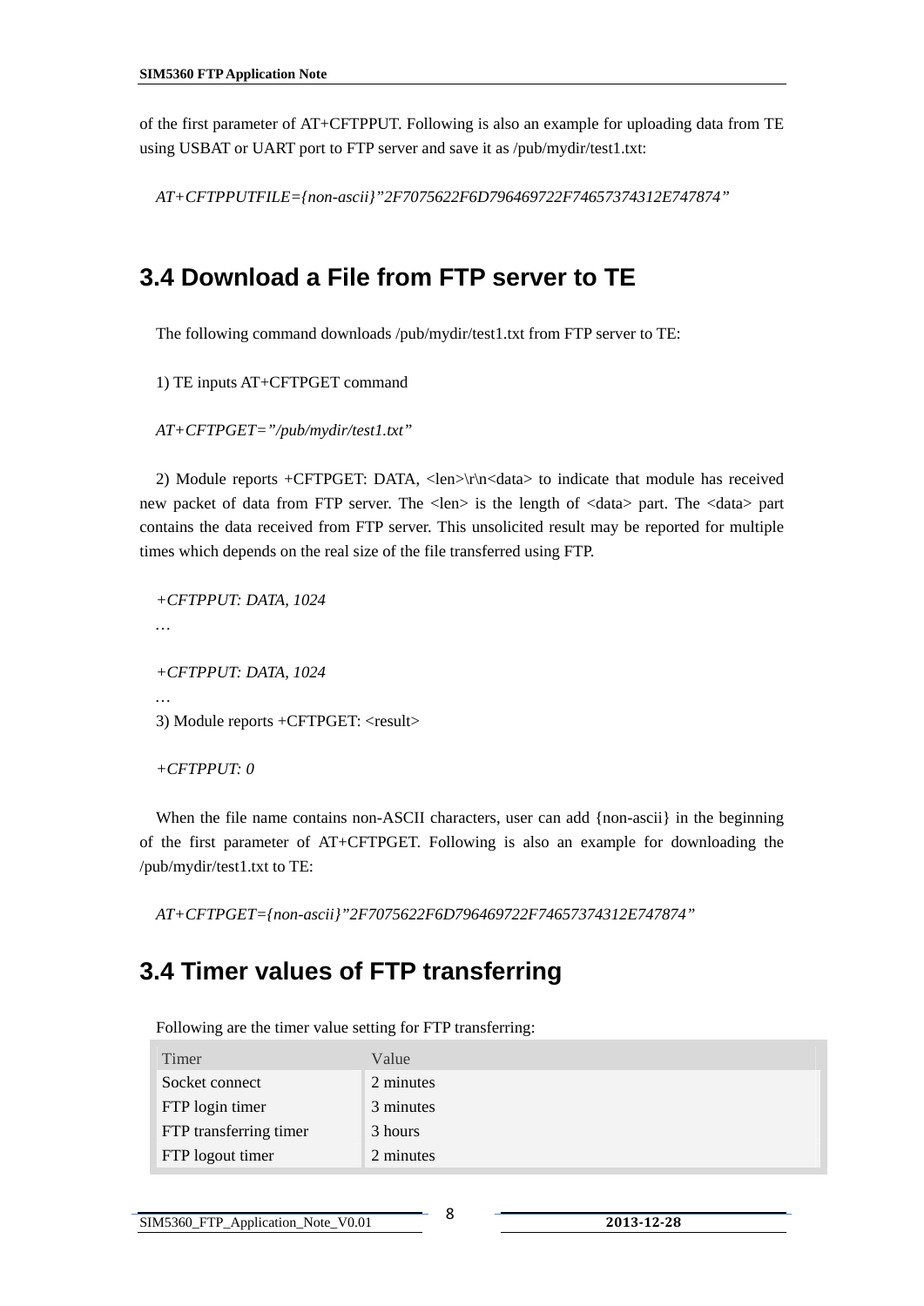of the first parameter of AT+CFTPPUT. Following is also an example for uploading data from TE using USBAT or UART port to FTP server and save it as /pub/mydir/test1.txt:

*AT+CFTPPUTFILE={non-ascii}"2F7075622F6D796469722F74657374312E747874"*

## 3.4 Download a File from FTP server to TE

The following command downloads /pub/mydir/test1.txt from FTP server to TE:

1) TE inputs AT+CFTPGET command

*AT+CFTPGET="/pub/mydir/test1.txt"*

2) Module reports +CFTPGET: DATA, <len>\r\n<data> to indicate that module has received new packet of data from FTP server. The <len> is the length of <data> part. The <data> part contains the data received from FTP server. This unsolicited result may be reported for multiple times which depends on the real size of the file transferred using FTP.

*+CFTPPUT: DATA, 1024*

…

*+CFTPPUT: DATA, 1024*

…

3) Module reports +CFTPGET: <result>

*+CFTPPUT: 0*

When the file name contains non-ASCII characters, user can add {non-ascii} in the beginning of the first parameter of AT+CFTPGET. Following is also an example for downloading the /pub/mydir/test1.txt to TE:

*AT+CFTPGET={non-ascii}"2F7075622F6D796469722F74657374312E747874"*

## 3.4 Timer values of FTP transferring

Following are the timer value setting for FTP transferring:

| Timer | Value |
|---|---|
| Socket connect | 2 minutes |
| FTP login timer | 3 minutes |
| FTP transferring timer | 3 hours |
| FTP logout timer | 2 minutes |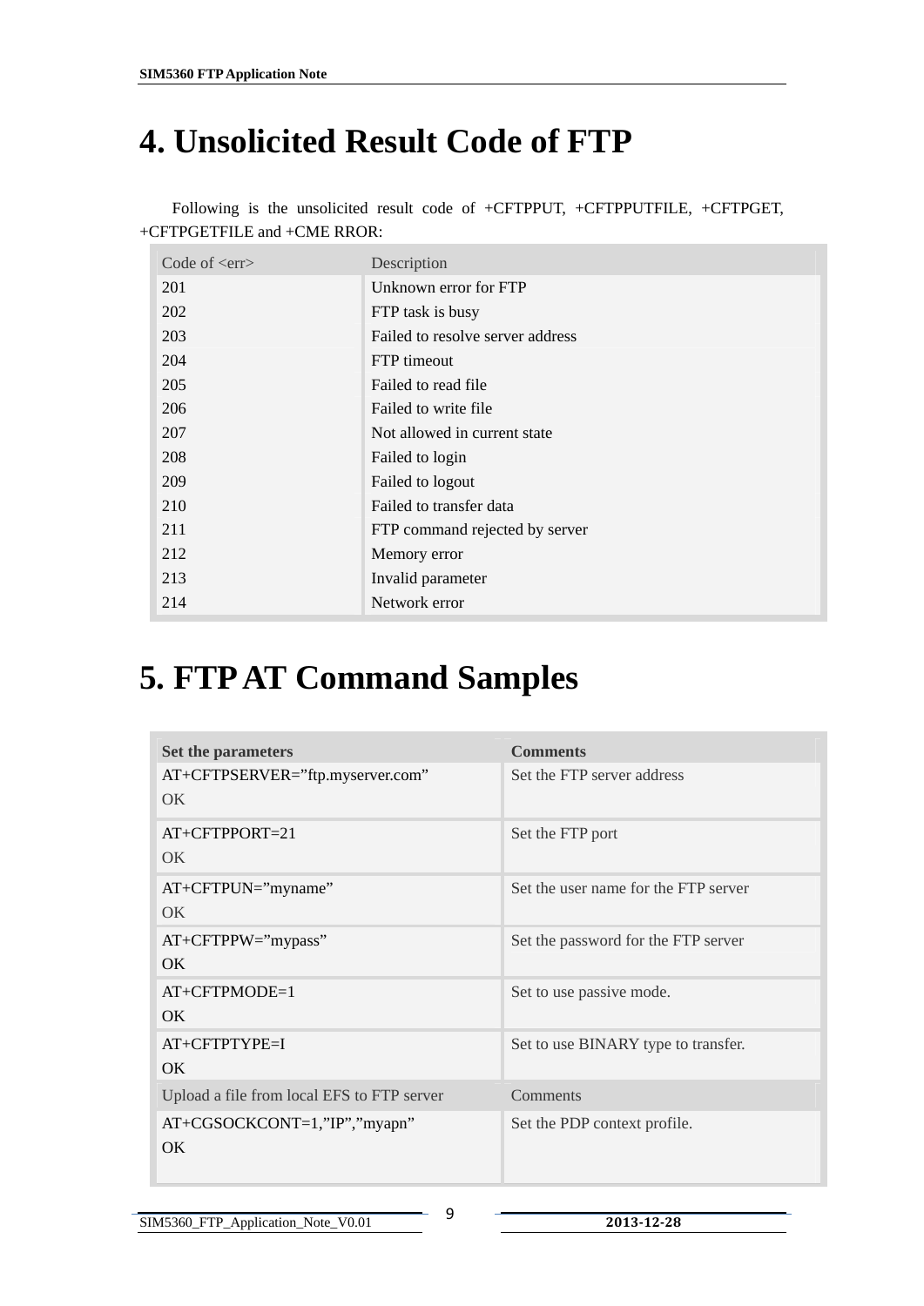# 4. Unsolicited Result Code of FTP

Following is the unsolicited result code of +CFTPPUT, +CFTPPUTFILE, +CFTPGET, +CFTPGETFILE and +CME RROR:

| Code of <err> | Description |
|---|---|
| 201 | Unknown error for FTP |
| 202 | FTP task is busy |
| 203 | Failed to resolve server address |
| 204 | FTP timeout |
| 205 | Failed to read file |
| 206 | Failed to write file |
| 207 | Not allowed in current state |
| 208 | Failed to login |
| 209 | Failed to logout |
| 210 | Failed to transfer data |
| 211 | FTP command rejected by server |
| 212 | Memory error |
| 213 | Invalid parameter |
| 214 | Network error |

# 5. FTP AT Command Samples

| **Set the parameters** | **Comments** |
|---|---|
| AT+CFTPSERVER=”ftp.myserver.com”<br>OK | Set the FTP server address |
| AT+CFTPPORT=21<br>OK | Set the FTP port |
| AT+CFTPUN=”myname”<br>OK | Set the user name for the FTP server |
| AT+CFTPPW=”mypass”<br>OK | Set the password for the FTP server |
| AT+CFTPMODE=1<br>OK | Set to use passive mode. |
| AT+CFTPTYPE=I<br>OK | Set to use BINARY type to transfer. |
| Upload a file from local EFS to FTP server | Comments |
| AT+CGSOCKCONT=1,”IP”,”myapn”<br>OK | Set the PDP context profile. |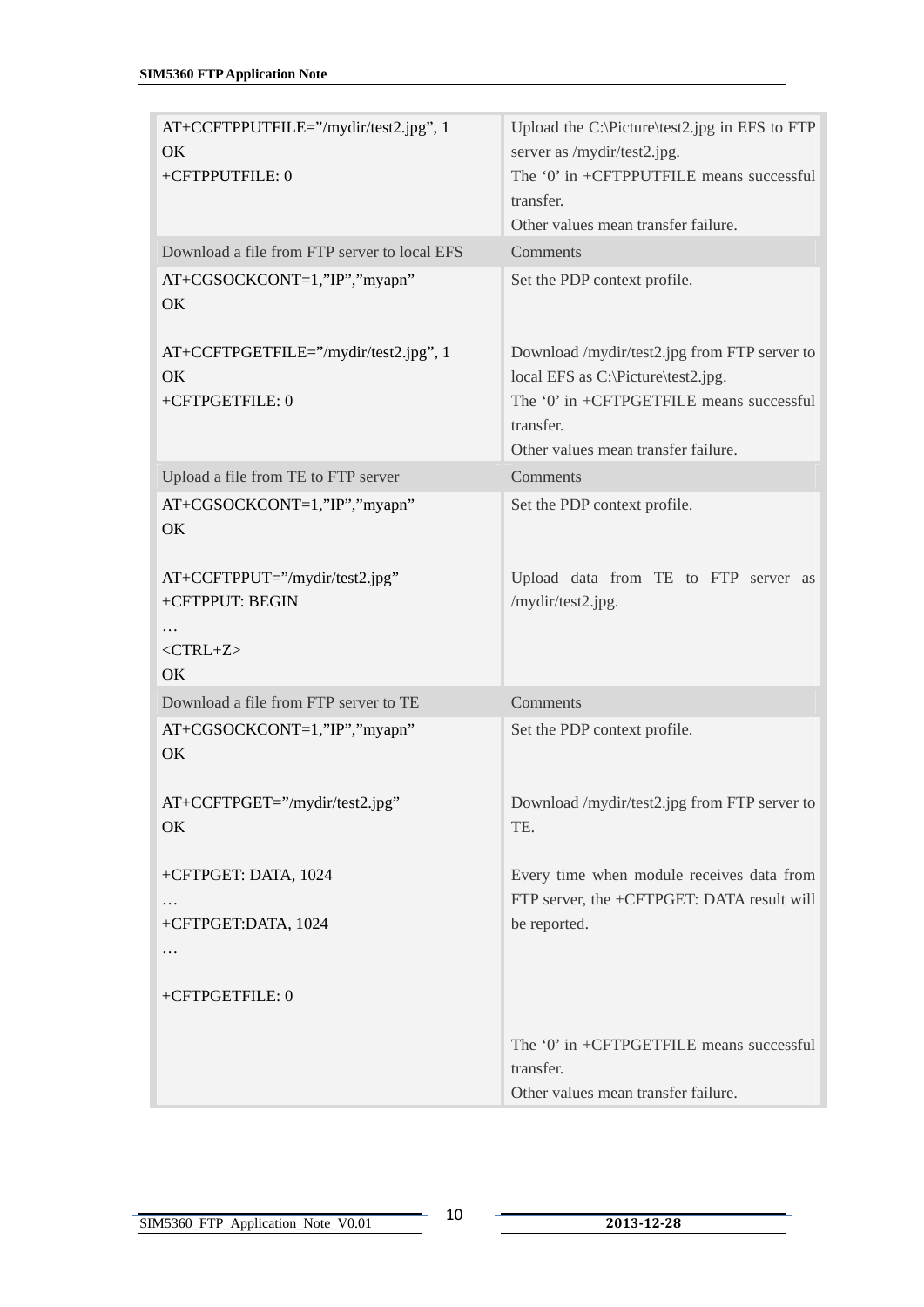| AT+CCFTPPUTFILE=”/mydir/test2.jpg”, 1<br>OK<br>+CFTPPUTFILE: 0 | Upload the C:\Picture\test2.jpg in EFS to FTP server as /mydir/test2.jpg.<br>The ‘0’ in +CFTPPUTFILE means successful transfer.<br>Other values mean transfer failure. |
|---|---|
| Download a file from FTP server to local EFS | Comments |
| AT+CGSOCKCONT=1,”IP”,”myapn”<br>OK<br><br>AT+CCFTPGETFILE=”/mydir/test2.jpg”, 1<br>OK<br>+CFTPGETFILE: 0 | Set the PDP context profile.<br><br><br>Download /mydir/test2.jpg from FTP server to local EFS as C:\Picture\test2.jpg.<br>The ‘0’ in +CFTPGETFILE means successful transfer.<br>Other values mean transfer failure. |
| Upload a file from TE to FTP server | Comments |
| AT+CGSOCKCONT=1,”IP”,”myapn”<br>OK<br><br>AT+CCFTPPUT=”/mydir/test2.jpg”<br>+CFTPPUT: BEGIN<br>…<br><CTRL+Z><br>OK | Set the PDP context profile.<br><br><br>Upload data from TE to FTP server as /mydir/test2.jpg. |
| Download a file from FTP server to TE | Comments |
| AT+CGSOCKCONT=1,”IP”,”myapn”<br>OK<br><br>AT+CCFTPGET=”/mydir/test2.jpg”<br>OK<br><br>+CFTPGET: DATA, 1024<br>…<br>+CFTPGET:DATA, 1024<br>…<br><br>+CFTPGETFILE: 0 | Set the PDP context profile.<br><br><br>Download /mydir/test2.jpg from FTP server to TE.<br><br>Every time when module receives data from FTP server, the +CFTPGET: DATA result will be reported.<br><br><br><br>The ‘0’ in +CFTPGETFILE means successful transfer.<br>Other values mean transfer failure. |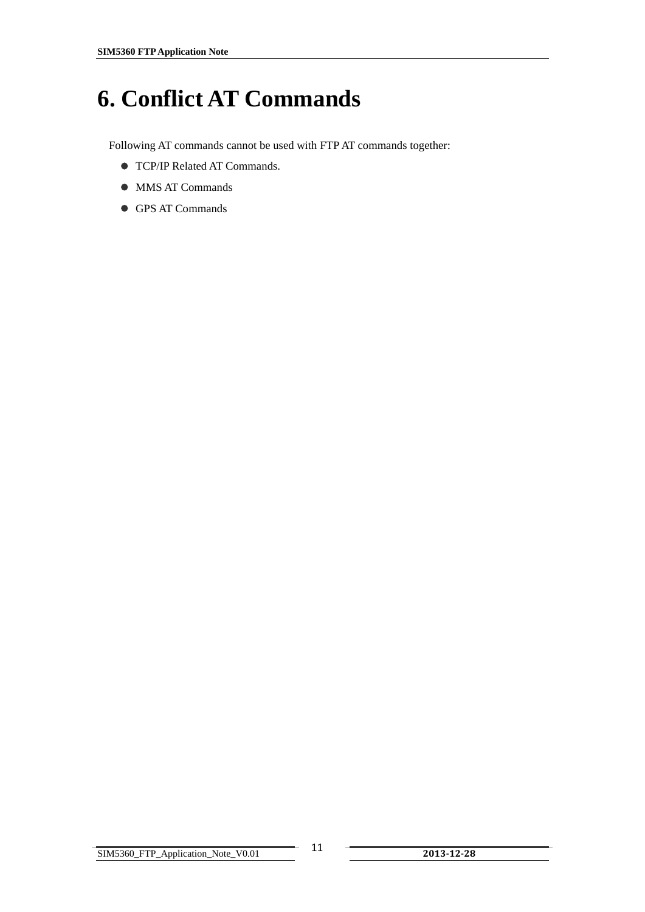# 6. Conflict AT Commands

Following AT commands cannot be used with FTP AT commands together:

- TCP/IP Related AT Commands.
- MMS AT Commands
- GPS AT Commands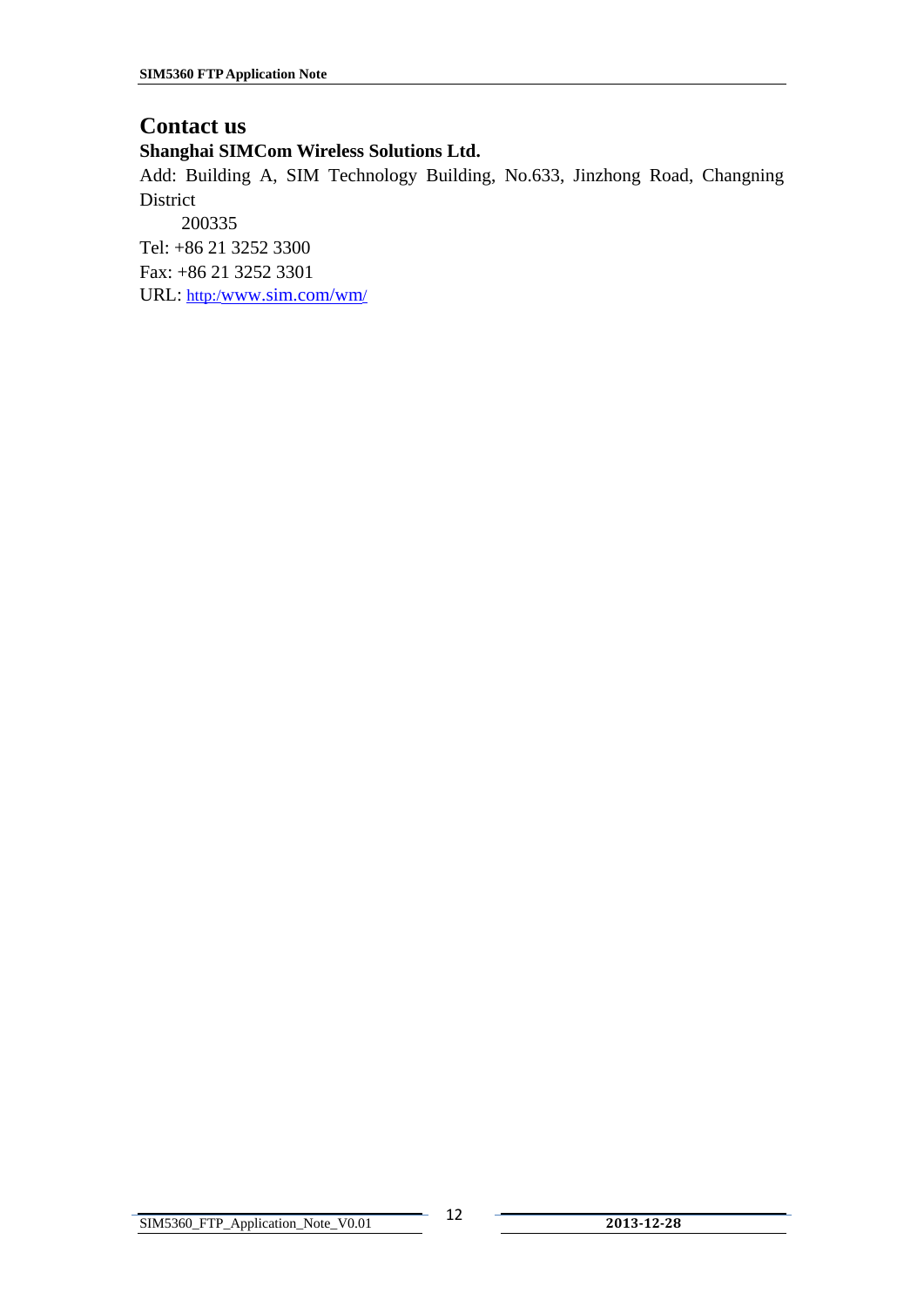## Contact us

**Shanghai SIMCom Wireless Solutions Ltd.**

Add: Building A, SIM Technology Building, No.633, Jinzhong Road, Changning District 200335

Tel: +86 21 3252 3300

Fax: +86 21 3252 3301

URL: http:/www.sim.com/wm/